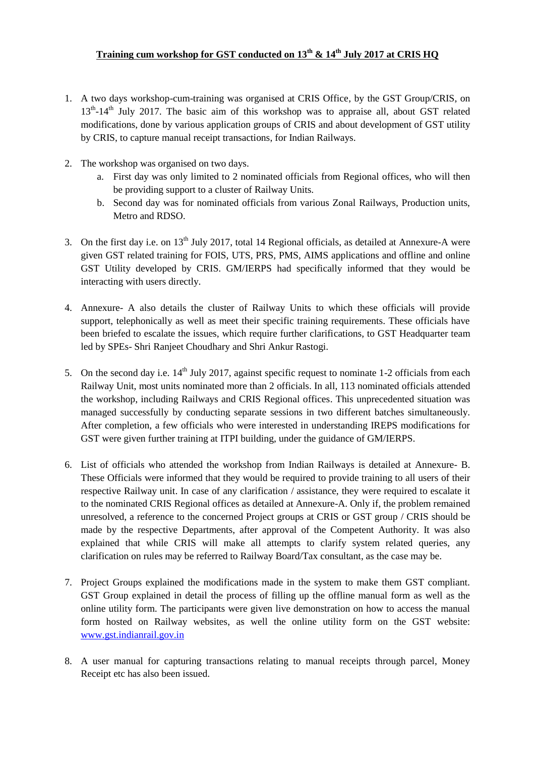# Training cum workshop for GST conducted on 13th & 14th July 2017 at CRIS HQ

1. A two days workshop-cum-training was organised at CRIS Office, by the GST Group/CRIS, on 13th-14th July 2017. The basic aim of this workshop was to appraise all, about GST related modifications, done by various application groups of CRIS and about development of GST utility by CRIS, to capture manual receipt transactions, for Indian Railways.

2. The workshop was organised on two days.
    a. First day was only limited to 2 nominated officials from Regional offices, who will then be providing support to a cluster of Railway Units.
    b. Second day was for nominated officials from various Zonal Railways, Production units, Metro and RDSO.

3. On the first day i.e. on 13th July 2017, total 14 Regional officials, as detailed at Annexure-A were given GST related training for FOIS, UTS, PRS, PMS, AIMS applications and offline and online GST Utility developed by CRIS. GM/IERPS had specifically informed that they would be interacting with users directly.

4. Annexure- A also details the cluster of Railway Units to which these officials will provide support, telephonically as well as meet their specific training requirements. These officials have been briefed to escalate the issues, which require further clarifications, to GST Headquarter team led by SPEs- Shri Ranjeet Choudhary and Shri Ankur Rastogi.

5. On the second day i.e. 14th July 2017, against specific request to nominate 1-2 officials from each Railway Unit, most units nominated more than 2 officials. In all, 113 nominated officials attended the workshop, including Railways and CRIS Regional offices. This unprecedented situation was managed successfully by conducting separate sessions in two different batches simultaneously. After completion, a few officials who were interested in understanding IREPS modifications for GST were given further training at ITPI building, under the guidance of GM/IERPS.

6. List of officials who attended the workshop from Indian Railways is detailed at Annexure- B. These Officials were informed that they would be required to provide training to all users of their respective Railway unit. In case of any clarification / assistance, they were required to escalate it to the nominated CRIS Regional offices as detailed at Annexure-A. Only if, the problem remained unresolved, a reference to the concerned Project groups at CRIS or GST group / CRIS should be made by the respective Departments, after approval of the Competent Authority. It was also explained that while CRIS will make all attempts to clarify system related queries, any clarification on rules may be referred to Railway Board/Tax consultant, as the case may be.

7. Project Groups explained the modifications made in the system to make them GST compliant. GST Group explained in detail the process of filling up the offline manual form as well as the online utility form. The participants were given live demonstration on how to access the manual form hosted on Railway websites, as well the online utility form on the GST website: [www.gst.indianrail.gov.in](http://www.gst.indianrail.gov.in)

8. A user manual for capturing transactions relating to manual receipts through parcel, Money Receipt etc has also been issued.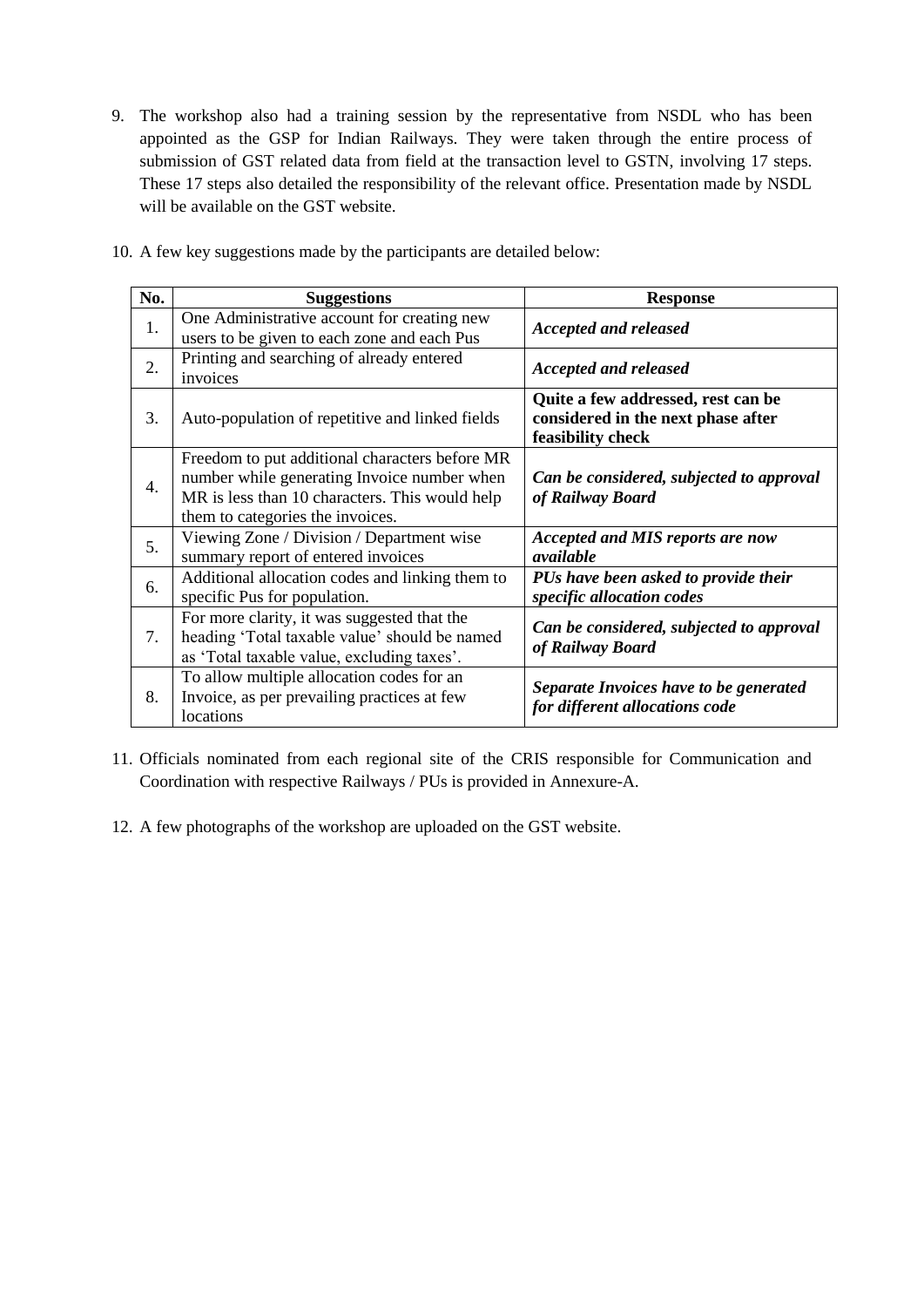9. The workshop also had a training session by the representative from NSDL who has been appointed as the GSP for Indian Railways. They were taken through the entire process of submission of GST related data from field at the transaction level to GSTN, involving 17 steps. These 17 steps also detailed the responsibility of the relevant office. Presentation made by NSDL will be available on the GST website.

10. A few key suggestions made by the participants are detailed below:

| No. | Suggestions | Response |
|---|---|---|
| 1. | One Administrative account for creating new users to be given to each zone and each Pus | ***Accepted and released*** |
| 2. | Printing and searching of already entered invoices | ***Accepted and released*** |
| 3. | Auto-population of repetitive and linked fields | **Quite a few addressed, rest can be considered in the next phase after feasibility check** |
| 4. | Freedom to put additional characters before MR number while generating Invoice number when MR is less than 10 characters. This would help them to categories the invoices. | ***Can be considered, subjected to approval of Railway Board*** |
| 5. | Viewing Zone / Division / Department wise summary report of entered invoices | ***Accepted and MIS reports are now available*** |
| 6. | Additional allocation codes and linking them to specific Pus for population. | ***PUs have been asked to provide their specific allocation codes*** |
| 7. | For more clarity, it was suggested that the heading 'Total taxable value' should be named as 'Total taxable value, excluding taxes'. | ***Can be considered, subjected to approval of Railway Board*** |
| 8. | To allow multiple allocation codes for an Invoice, as per prevailing practices at few locations | ***Separate Invoices have to be generated for different allocations code*** |

11. Officials nominated from each regional site of the CRIS responsible for Communication and Coordination with respective Railways / PUs is provided in Annexure-A.

12. A few photographs of the workshop are uploaded on the GST website.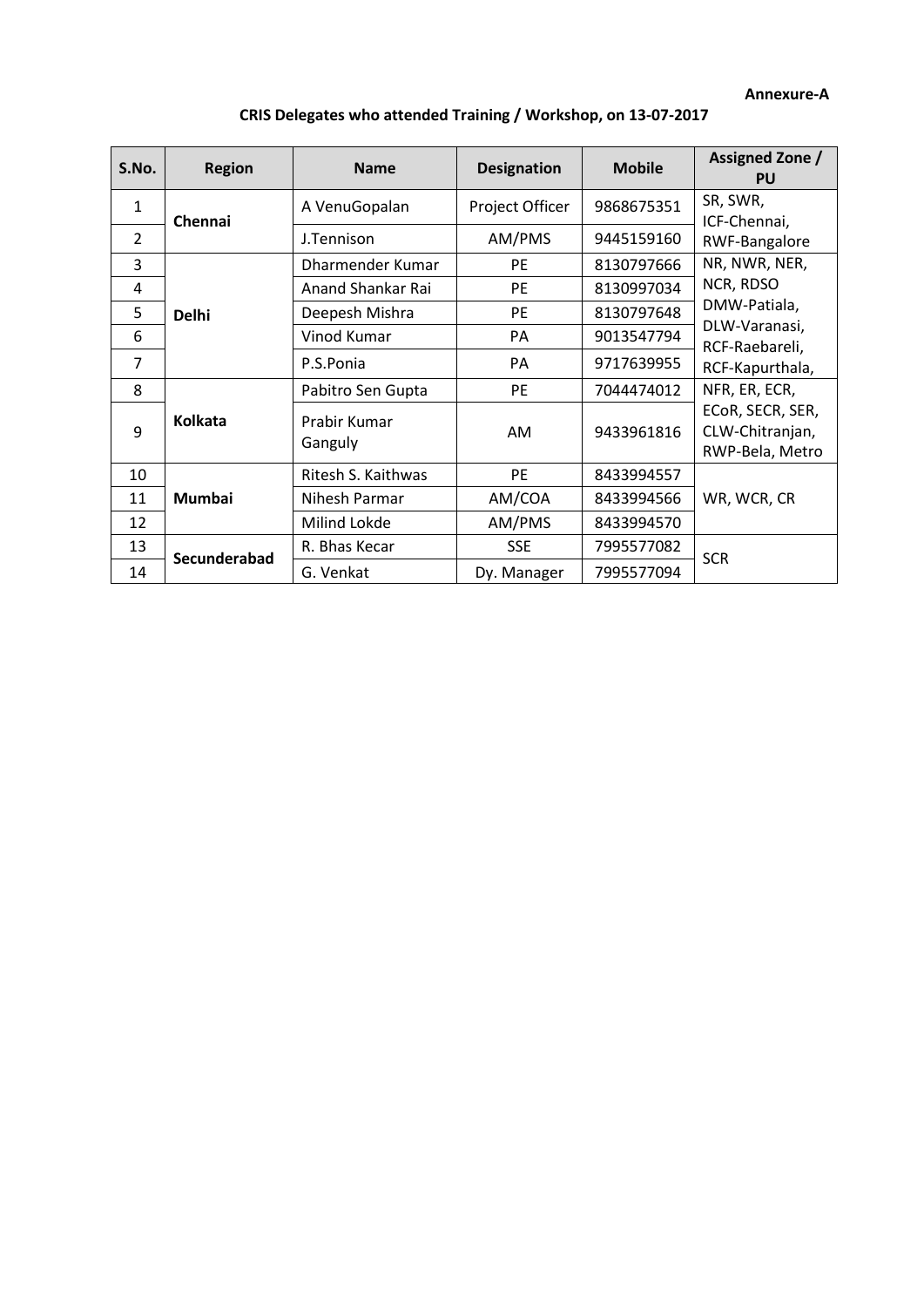**Annexure-A**

**CRIS Delegates who attended Training / Workshop, on 13-07-2017**

| S.No. | Region | Name | Designation | Mobile | Assigned Zone / PU |
|---|---|---|---|---|---|
| 1 | **Chennai** | A VenuGopalan | Project Officer | 9868675351 | SR, SWR, ICF-Chennai, RWF-Bangalore |
| 2 | | J.Tennison | AM/PMS | 9445159160 | |
| 3 | **Delhi** | Dharmender Kumar | PE | 8130797666 | NR, NWR, NER, NCR, RDSO DMW-Patiala, DLW-Varanasi, RCF-Raebareli, RCF-Kapurthala, |
| 4 | | Anand Shankar Rai | PE | 8130997034 | |
| 5 | | Deepesh Mishra | PE | 8130797648 | |
| 6 | | Vinod Kumar | PA | 9013547794 | |
| 7 | | P.S.Ponia | PA | 9717639955 | |
| 8 | **Kolkata** | Pabitro Sen Gupta | PE | 7044474012 | NFR, ER, ECR, ECoR, SECR, SER, CLW-Chitranjan, RWP-Bela, Metro |
| 9 | | Prabir Kumar Ganguly | AM | 9433961816 | |
| 10 | **Mumbai** | Ritesh S. Kaithwas | PE | 8433994557 | WR, WCR, CR |
| 11 | | Nihesh Parmar | AM/COA | 8433994566 | |
| 12 | | Milind Lokde | AM/PMS | 8433994570 | |
| 13 | **Secunderabad** | R. Bhas Kecar | SSE | 7995577082 | SCR |
| 14 | | G. Venkat | Dy. Manager | 7995577094 | |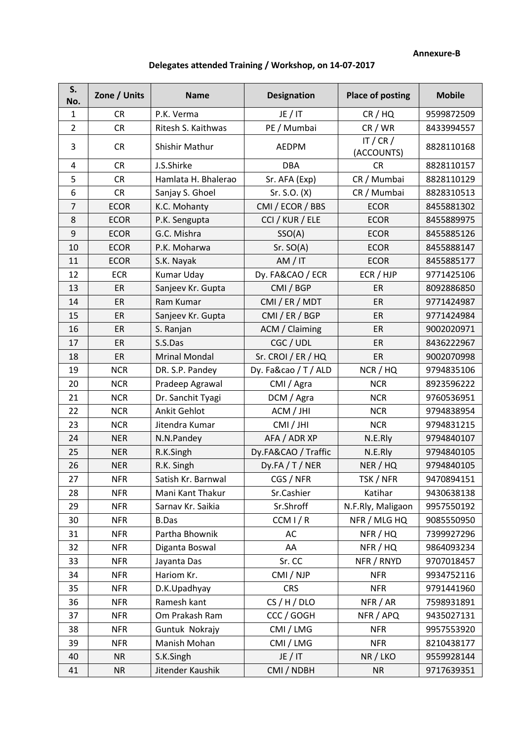**Annexure-B**

**Delegates attended Training / Workshop, on 14-07-2017**

| S. No. | Zone / Units | Name | Designation | Place of posting | Mobile |
|---|---|---|---|---|---|
| 1 | CR | P.K. Verma | JE / IT | CR / HQ | 9599872509 |
| 2 | CR | Ritesh S. Kaithwas | PE / Mumbai | CR / WR | 8433994557 |
| 3 | CR | Shishir Mathur | AEDPM | IT / CR / (ACCOUNTS) | 8828110168 |
| 4 | CR | J.S.Shirke | DBA | CR | 8828110157 |
| 5 | CR | Hamlata H. Bhalerao | Sr. AFA (Exp) | CR / Mumbai | 8828110129 |
| 6 | CR | Sanjay S. Ghoel | Sr. S.O. (X) | CR / Mumbai | 8828310513 |
| 7 | ECOR | K.C. Mohanty | CMI / ECOR / BBS | ECOR | 8455881302 |
| 8 | ECOR | P.K. Sengupta | CCI / KUR / ELE | ECOR | 8455889975 |
| 9 | ECOR | G.C. Mishra | SSO(A) | ECOR | 8455885126 |
| 10 | ECOR | P.K. Moharwa | Sr. SO(A) | ECOR | 8455888147 |
| 11 | ECOR | S.K. Nayak | AM / IT | ECOR | 8455885177 |
| 12 | ECR | Kumar Uday | Dy. FA&CAO / ECR | ECR / HJP | 9771425106 |
| 13 | ER | Sanjeev Kr. Gupta | CMI / BGP | ER | 8092886850 |
| 14 | ER | Ram Kumar | CMI / ER / MDT | ER | 9771424987 |
| 15 | ER | Sanjeev Kr. Gupta | CMI / ER / BGP | ER | 9771424984 |
| 16 | ER | S. Ranjan | ACM / Claiming | ER | 9002020971 |
| 17 | ER | S.S.Das | CGC / UDL | ER | 8436222967 |
| 18 | ER | Mrinal Mondal | Sr. CROI / ER / HQ | ER | 9002070998 |
| 19 | NCR | DR. S.P. Pandey | Dy. Fa&cao / T / ALD | NCR / HQ | 9794835106 |
| 20 | NCR | Pradeep Agrawal | CMI / Agra | NCR | 8923596222 |
| 21 | NCR | Dr. Sanchit Tyagi | DCM / Agra | NCR | 9760536951 |
| 22 | NCR | Ankit Gehlot | ACM / JHI | NCR | 9794838954 |
| 23 | NCR | Jitendra Kumar | CMI / JHI | NCR | 9794831215 |
| 24 | NER | N.N.Pandey | AFA / ADR XP | N.E.Rly | 9794840107 |
| 25 | NER | R.K.Singh | Dy.FA&CAO / Traffic | N.E.Rly | 9794840105 |
| 26 | NER | R.K. Singh | Dy.FA / T / NER | NER / HQ | 9794840105 |
| 27 | NFR | Satish Kr. Barnwal | CGS / NFR | TSK / NFR | 9470894151 |
| 28 | NFR | Mani Kant Thakur | Sr.Cashier | Katihar | 9430638138 |
| 29 | NFR | Sarnav Kr. Saikia | Sr.Shroff | N.F.Rly, Maligaon | 9957550192 |
| 30 | NFR | B.Das | CCM I / R | NFR / MLG HQ | 9085550950 |
| 31 | NFR | Partha Bhownik | AC | NFR / HQ | 7399927296 |
| 32 | NFR | Diganta Boswal | AA | NFR / HQ | 9864093234 |
| 33 | NFR | Jayanta Das | Sr. CC | NFR / RNYD | 9707018457 |
| 34 | NFR | Hariom Kr. | CMI / NJP | NFR | 9934752116 |
| 35 | NFR | D.K.Upadhyay | CRS | NFR | 9791441960 |
| 36 | NFR | Ramesh kant | CS / H / DLO | NFR / AR | 7598931891 |
| 37 | NFR | Om Prakash Ram | CCC / GOGH | NFR / APQ | 9435027131 |
| 38 | NFR | Guntuk Nokrajy | CMI / LMG | NFR | 9957553920 |
| 39 | NFR | Manish Mohan | CMI / LMG | NFR | 8210438177 |
| 40 | NR | S.K.Singh | JE / IT | NR / LKO | 9559928144 |
| 41 | NR | Jitender Kaushik | CMI / NDBH | NR | 9717639351 |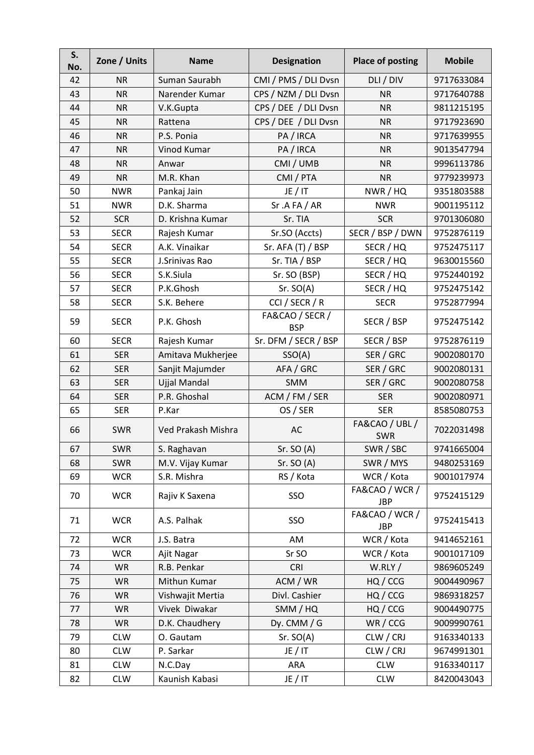| S. No. | Zone / Units | Name | Designation | Place of posting | Mobile |
|---|---|---|---|---|---|
| 42 | NR | Suman Saurabh | CMI / PMS / DLI Dvsn | DLI / DIV | 9717633084 |
| 43 | NR | Narender Kumar | CPS / NZM / DLI Dvsn | NR | 9717640788 |
| 44 | NR | V.K.Gupta | CPS / DEE / DLI Dvsn | NR | 9811215195 |
| 45 | NR | Rattena | CPS / DEE / DLI Dvsn | NR | 9717923690 |
| 46 | NR | P.S. Ponia | PA / IRCA | NR | 9717639955 |
| 47 | NR | Vinod Kumar | PA / IRCA | NR | 9013547794 |
| 48 | NR | Anwar | CMI / UMB | NR | 9996113786 |
| 49 | NR | M.R. Khan | CMI / PTA | NR | 9779239973 |
| 50 | NWR | Pankaj Jain | JE / IT | NWR / HQ | 9351803588 |
| 51 | NWR | D.K. Sharma | Sr .A FA / AR | NWR | 9001195112 |
| 52 | SCR | D. Krishna Kumar | Sr. TIA | SCR | 9701306080 |
| 53 | SECR | Rajesh Kumar | Sr.SO (Accts) | SECR / BSP / DWN | 9752876119 |
| 54 | SECR | A.K. Vinaikar | Sr. AFA (T) / BSP | SECR / HQ | 9752475117 |
| 55 | SECR | J.Srinivas Rao | Sr. TIA / BSP | SECR / HQ | 9630015560 |
| 56 | SECR | S.K.Siula | Sr. SO (BSP) | SECR / HQ | 9752440192 |
| 57 | SECR | P.K.Ghosh | Sr. SO(A) | SECR / HQ | 9752475142 |
| 58 | SECR | S.K. Behere | CCI / SECR / R | SECR | 9752877994 |
| 59 | SECR | P.K. Ghosh | FA&CAO / SECR / BSP | SECR / BSP | 9752475142 |
| 60 | SECR | Rajesh Kumar | Sr. DFM / SECR / BSP | SECR / BSP | 9752876119 |
| 61 | SER | Amitava Mukherjee | SSO(A) | SER / GRC | 9002080170 |
| 62 | SER | Sanjit Majumder | AFA / GRC | SER / GRC | 9002080131 |
| 63 | SER | Ujjal Mandal | SMM | SER / GRC | 9002080758 |
| 64 | SER | P.R. Ghoshal | ACM / FM / SER | SER | 9002080971 |
| 65 | SER | P.Kar | OS / SER | SER | 8585080753 |
| 66 | SWR | Ved Prakash Mishra | AC | FA&CAO / UBL / SWR | 7022031498 |
| 67 | SWR | S. Raghavan | Sr. SO (A) | SWR / SBC | 9741665004 |
| 68 | SWR | M.V. Vijay Kumar | Sr. SO (A) | SWR / MYS | 9480253169 |
| 69 | WCR | S.R. Mishra | RS / Kota | WCR / Kota | 9001017974 |
| 70 | WCR | Rajiv K Saxena | SSO | FA&CAO / WCR / JBP | 9752415129 |
| 71 | WCR | A.S. Palhak | SSO | FA&CAO / WCR / JBP | 9752415413 |
| 72 | WCR | J.S. Batra | AM | WCR / Kota | 9414652161 |
| 73 | WCR | Ajit Nagar | Sr SO | WCR / Kota | 9001017109 |
| 74 | WR | R.B. Penkar | CRI | W.RLY / | 9869605249 |
| 75 | WR | Mithun Kumar | ACM / WR | HQ / CCG | 9004490967 |
| 76 | WR | Vishwajit Mertia | Divl. Cashier | HQ / CCG | 9869318257 |
| 77 | WR | Vivek Diwakar | SMM / HQ | HQ / CCG | 9004490775 |
| 78 | WR | D.K. Chaudhery | Dy. CMM / G | WR / CCG | 9009990761 |
| 79 | CLW | O. Gautam | Sr. SO(A) | CLW / CRJ | 9163340133 |
| 80 | CLW | P. Sarkar | JE / IT | CLW / CRJ | 9674991301 |
| 81 | CLW | N.C.Day | ARA | CLW | 9163340117 |
| 82 | CLW | Kaunish Kabasi | JE / IT | CLW | 8420043043 |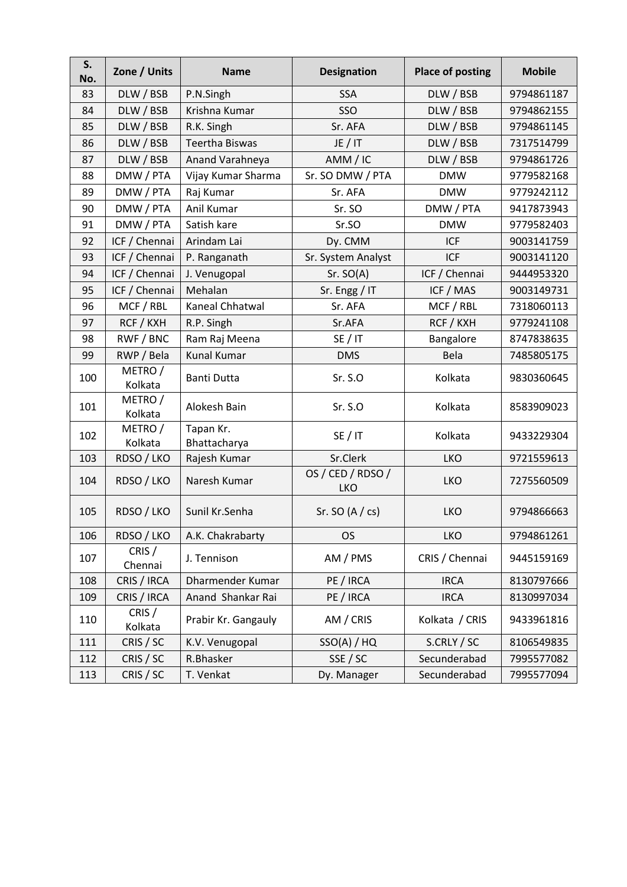| S. No. | Zone / Units | Name | Designation | Place of posting | Mobile |
|---|---|---|---|---|---|
| 83 | DLW / BSB | P.N.Singh | SSA | DLW / BSB | 9794861187 |
| 84 | DLW / BSB | Krishna Kumar | SSO | DLW / BSB | 9794862155 |
| 85 | DLW / BSB | R.K. Singh | Sr. AFA | DLW / BSB | 9794861145 |
| 86 | DLW / BSB | Teertha Biswas | JE / IT | DLW / BSB | 7317514799 |
| 87 | DLW / BSB | Anand Varahneya | AMM / IC | DLW / BSB | 9794861726 |
| 88 | DMW / PTA | Vijay Kumar Sharma | Sr. SO DMW / PTA | DMW | 9779582168 |
| 89 | DMW / PTA | Raj Kumar | Sr. AFA | DMW | 9779242112 |
| 90 | DMW / PTA | Anil Kumar | Sr. SO | DMW / PTA | 9417873943 |
| 91 | DMW / PTA | Satish kare | Sr.SO | DMW | 9779582403 |
| 92 | ICF / Chennai | Arindam Lai | Dy. CMM | ICF | 9003141759 |
| 93 | ICF / Chennai | P. Ranganath | Sr. System Analyst | ICF | 9003141120 |
| 94 | ICF / Chennai | J. Venugopal | Sr. SO(A) | ICF / Chennai | 9444953320 |
| 95 | ICF / Chennai | Mehalan | Sr. Engg / IT | ICF / MAS | 9003149731 |
| 96 | MCF / RBL | Kaneal Chhatwal | Sr. AFA | MCF / RBL | 7318060113 |
| 97 | RCF / KXH | R.P. Singh | Sr.AFA | RCF / KXH | 9779241108 |
| 98 | RWF / BNC | Ram Raj Meena | SE / IT | Bangalore | 8747838635 |
| 99 | RWP / Bela | Kunal Kumar | DMS | Bela | 7485805175 |
| 100 | METRO / Kolkata | Banti Dutta | Sr. S.O | Kolkata | 9830360645 |
| 101 | METRO / Kolkata | Alokesh Bain | Sr. S.O | Kolkata | 8583909023 |
| 102 | METRO / Kolkata | Tapan Kr. Bhattacharya | SE / IT | Kolkata | 9433229304 |
| 103 | RDSO / LKO | Rajesh Kumar | Sr.Clerk | LKO | 9721559613 |
| 104 | RDSO / LKO | Naresh Kumar | OS / CED / RDSO / LKO | LKO | 7275560509 |
| 105 | RDSO / LKO | Sunil Kr.Senha | Sr. SO (A / cs) | LKO | 9794866663 |
| 106 | RDSO / LKO | A.K. Chakrabarty | OS | LKO | 9794861261 |
| 107 | CRIS / Chennai | J. Tennison | AM / PMS | CRIS / Chennai | 9445159169 |
| 108 | CRIS / IRCA | Dharmender Kumar | PE / IRCA | IRCA | 8130797666 |
| 109 | CRIS / IRCA | Anand Shankar Rai | PE / IRCA | IRCA | 8130997034 |
| 110 | CRIS / Kolkata | Prabir Kr. Gangauly | AM / CRIS | Kolkata / CRIS | 9433961816 |
| 111 | CRIS / SC | K.V. Venugopal | SSO(A) / HQ | S.CRLY / SC | 8106549835 |
| 112 | CRIS / SC | R.Bhasker | SSE / SC | Secunderabad | 7995577082 |
| 113 | CRIS / SC | T. Venkat | Dy. Manager | Secunderabad | 7995577094 |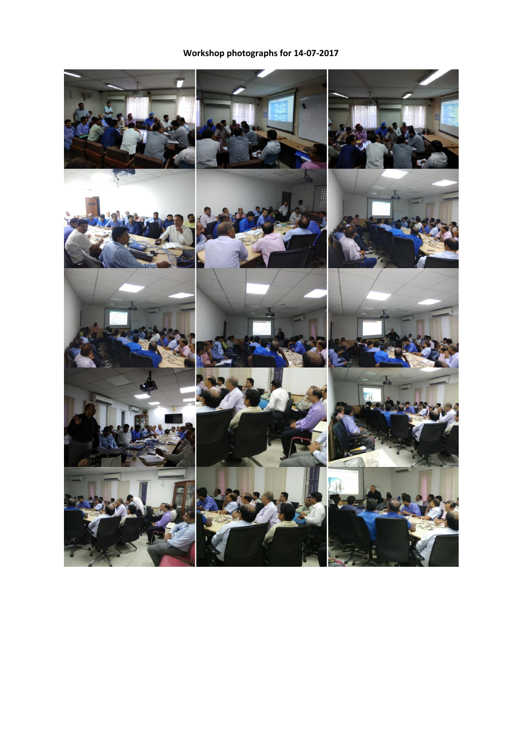**Workshop photographs for 14-07-2017**